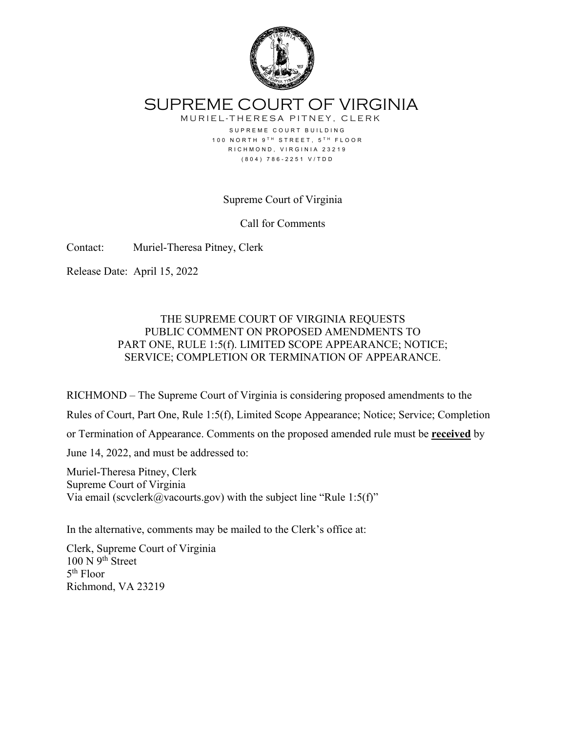# SUPREME COURT OF VIRGINIA

MURIEL-THERESA PITNEY, CLERK

SUPREME COURT BUILDING
100 NORTH 9TH STREET, 5TH FLOOR
RICHMOND, VIRGINIA 23219
(804) 786-2251 V/TDD

Supreme Court of Virginia

Call for Comments

Contact: Muriel-Theresa Pitney, Clerk

Release Date: April 15, 2022

## THE SUPREME COURT OF VIRGINIA REQUESTS PUBLIC COMMENT ON PROPOSED AMENDMENTS TO PART ONE, RULE 1:5(f). LIMITED SCOPE APPEARANCE; NOTICE; SERVICE; COMPLETION OR TERMINATION OF APPEARANCE.

RICHMOND – The Supreme Court of Virginia is considering proposed amendments to the Rules of Court, Part One, Rule 1:5(f), Limited Scope Appearance; Notice; Service; Completion or Termination of Appearance. Comments on the proposed amended rule must be **received** by June 14, 2022, and must be addressed to:

Muriel-Theresa Pitney, Clerk
Supreme Court of Virginia
Via email (scvclerk@vacourts.gov) with the subject line "Rule 1:5(f)"

In the alternative, comments may be mailed to the Clerk's office at:

Clerk, Supreme Court of Virginia
100 N 9th Street
5th Floor
Richmond, VA 23219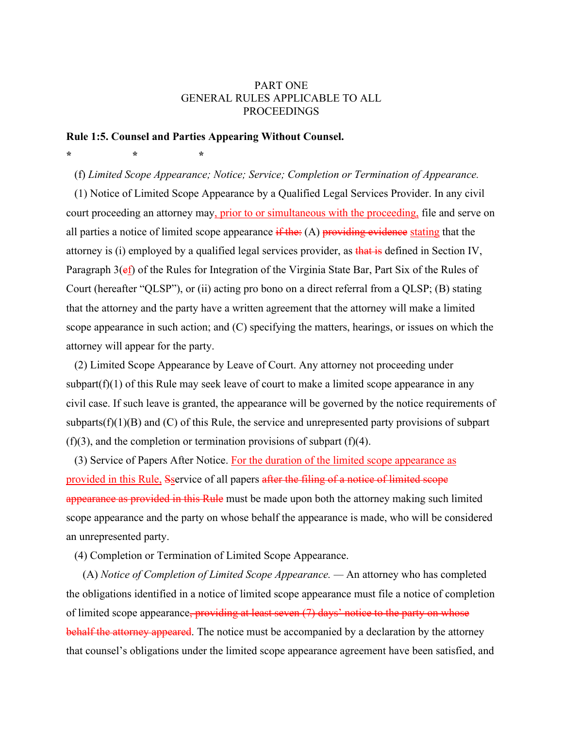PART ONE
GENERAL RULES APPLICABLE TO ALL
PROCEEDINGS

**Rule 1:5. Counsel and Parties Appearing Without Counsel.**

\*                    \*                    \*

(f) *Limited Scope Appearance; Notice; Service; Completion or Termination of Appearance.*

(1) Notice of Limited Scope Appearance by a Qualified Legal Services Provider. In any civil court proceeding an attorney may, prior to or simultaneous with the proceeding, file and serve on all parties a notice of limited scope appearance ~~if the:~~ (A) ~~providing evidence~~ stating that the attorney is (i) employed by a qualified legal services provider, as ~~that is~~ defined in Section IV, Paragraph 3(~~e~~f) of the Rules for Integration of the Virginia State Bar, Part Six of the Rules of Court (hereafter "QLSP"), or (ii) acting pro bono on a direct referral from a QLSP; (B) stating that the attorney and the party have a written agreement that the attorney will make a limited scope appearance in such action; and (C) specifying the matters, hearings, or issues on which the attorney will appear for the party.

(2) Limited Scope Appearance by Leave of Court. Any attorney not proceeding under subpart(f)(1) of this Rule may seek leave of court to make a limited scope appearance in any civil case. If such leave is granted, the appearance will be governed by the notice requirements of subparts(f)(1)(B) and (C) of this Rule, the service and unrepresented party provisions of subpart (f)(3), and the completion or termination provisions of subpart (f)(4).

(3) Service of Papers After Notice. For the duration of the limited scope appearance as provided in this Rule, ~~S~~service of all papers ~~after the filing of a notice of limited scope appearance as provided in this Rule~~ must be made upon both the attorney making such limited scope appearance and the party on whose behalf the appearance is made, who will be considered an unrepresented party.

(4) Completion or Termination of Limited Scope Appearance.

(A) *Notice of Completion of Limited Scope Appearance.* — An attorney who has completed the obligations identified in a notice of limited scope appearance must file a notice of completion of limited scope appearance~~, providing at least seven (7) days' notice to the party on whose behalf the attorney appeared~~. The notice must be accompanied by a declaration by the attorney that counsel's obligations under the limited scope appearance agreement have been satisfied, and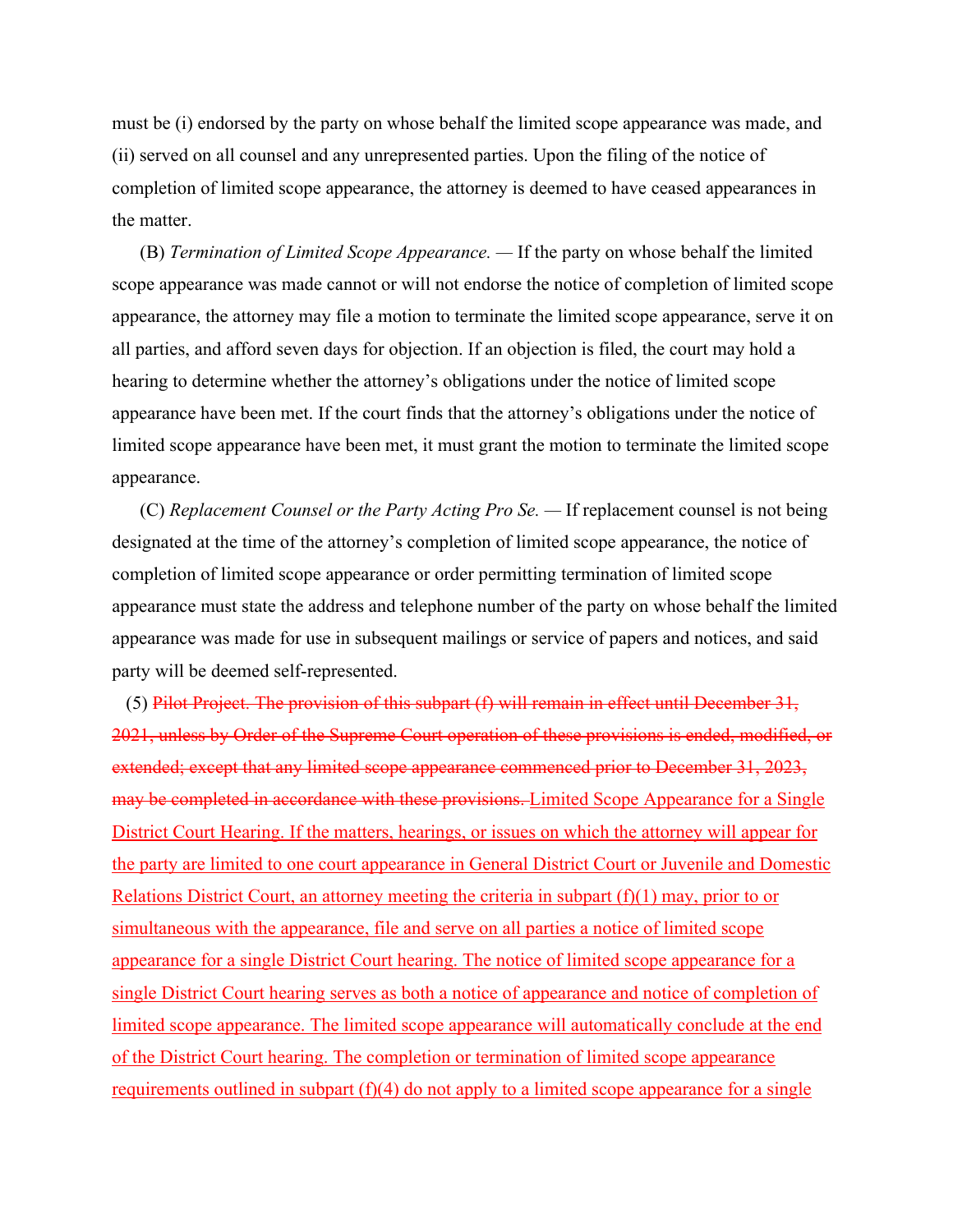must be (i) endorsed by the party on whose behalf the limited scope appearance was made, and (ii) served on all counsel and any unrepresented parties. Upon the filing of the notice of completion of limited scope appearance, the attorney is deemed to have ceased appearances in the matter.

(B) *Termination of Limited Scope Appearance.* — If the party on whose behalf the limited scope appearance was made cannot or will not endorse the notice of completion of limited scope appearance, the attorney may file a motion to terminate the limited scope appearance, serve it on all parties, and afford seven days for objection. If an objection is filed, the court may hold a hearing to determine whether the attorney's obligations under the notice of limited scope appearance have been met. If the court finds that the attorney's obligations under the notice of limited scope appearance have been met, it must grant the motion to terminate the limited scope appearance.

(C) *Replacement Counsel or the Party Acting Pro Se.* — If replacement counsel is not being designated at the time of the attorney's completion of limited scope appearance, the notice of completion of limited scope appearance or order permitting termination of limited scope appearance must state the address and telephone number of the party on whose behalf the limited appearance was made for use in subsequent mailings or service of papers and notices, and said party will be deemed self-represented.

(5) ~~Pilot Project. The provision of this subpart (f) will remain in effect until December 31, 2021, unless by Order of the Supreme Court operation of these provisions is ended, modified, or extended; except that any limited scope appearance commenced prior to December 31, 2023, may be completed in accordance with these provisions.~~ <u>Limited Scope Appearance for a Single District Court Hearing. If the matters, hearings, or issues on which the attorney will appear for the party are limited to one court appearance in General District Court or Juvenile and Domestic Relations District Court, an attorney meeting the criteria in subpart (f)(1) may, prior to or simultaneous with the appearance, file and serve on all parties a notice of limited scope appearance for a single District Court hearing. The notice of limited scope appearance for a single District Court hearing serves as both a notice of appearance and notice of completion of limited scope appearance. The limited scope appearance will automatically conclude at the end of the District Court hearing. The completion or termination of limited scope appearance requirements outlined in subpart (f)(4) do not apply to a limited scope appearance for a single</u>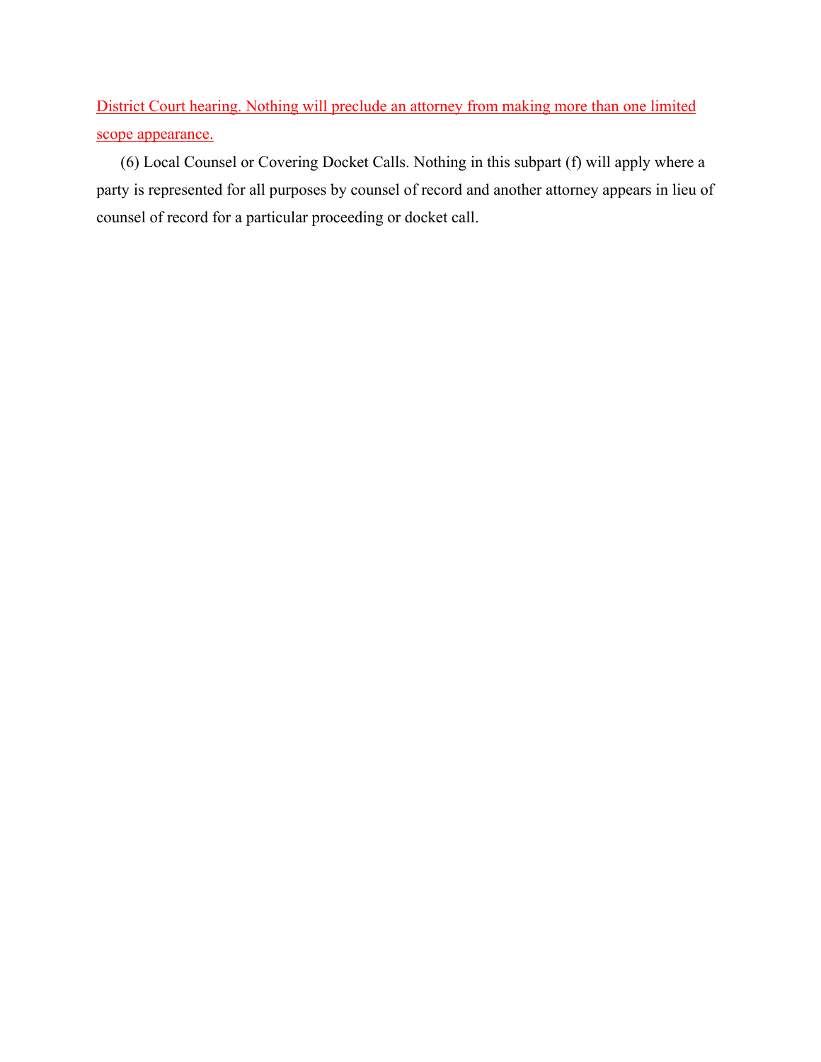District Court hearing. Nothing will preclude an attorney from making more than one limited scope appearance.

(6) Local Counsel or Covering Docket Calls. Nothing in this subpart (f) will apply where a party is represented for all purposes by counsel of record and another attorney appears in lieu of counsel of record for a particular proceeding or docket call.